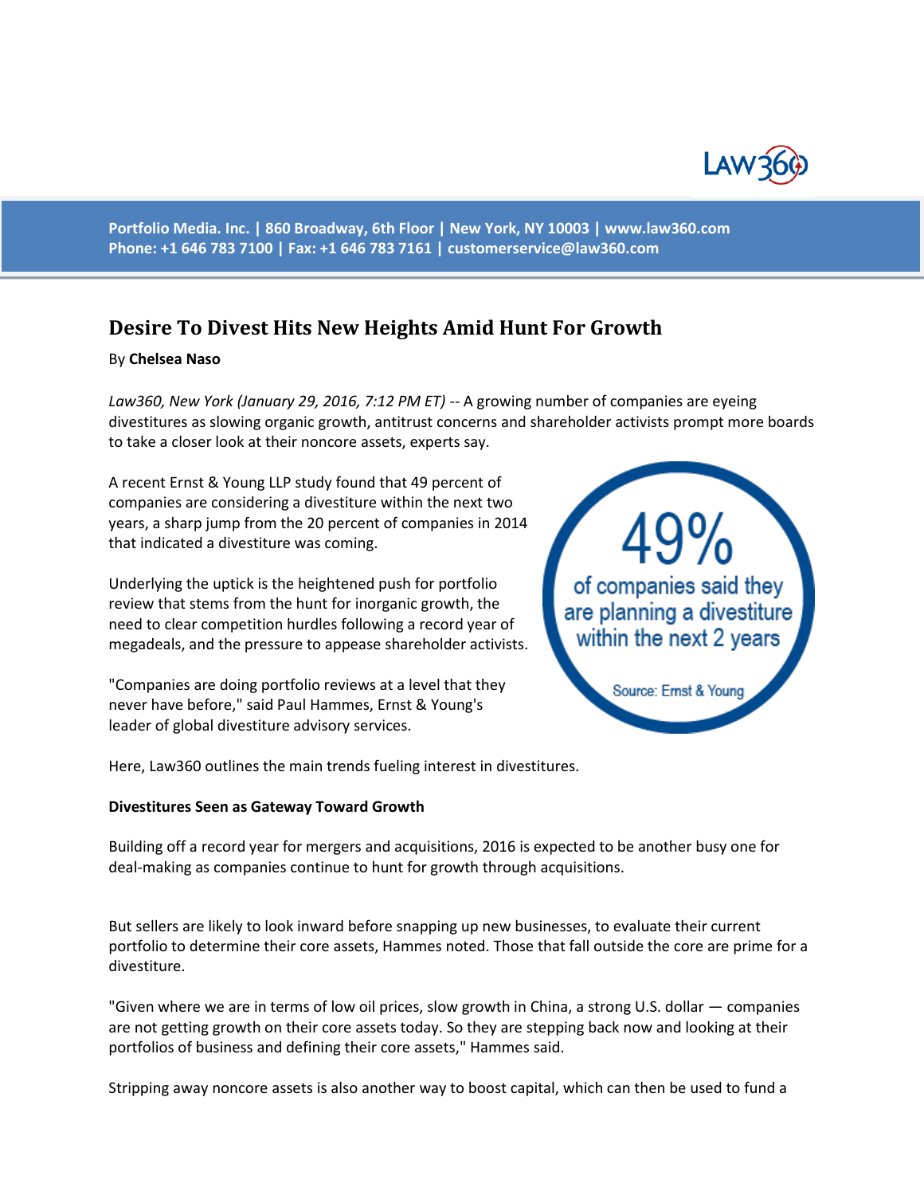Portfolio Media. Inc. | 860 Broadway, 6th Floor | New York, NY 10003 | www.law360.com
Phone: +1 646 783 7100 | Fax: +1 646 783 7161 | customerservice@law360.com

# Desire To Divest Hits New Heights Amid Hunt For Growth

By **Chelsea Naso**

*Law360, New York (January 29, 2016, 7:12 PM ET)* -- A growing number of companies are eyeing divestitures as slowing organic growth, antitrust concerns and shareholder activists prompt more boards to take a closer look at their noncore assets, experts say.

A recent Ernst & Young LLP study found that 49 percent of companies are considering a divestiture within the next two years, a sharp jump from the 20 percent of companies in 2014 that indicated a divestiture was coming.

49% of companies said they are planning a divestiture within the next 2 years

Source: Ernst & Young

Underlying the uptick is the heightened push for portfolio review that stems from the hunt for inorganic growth, the need to clear competition hurdles following a record year of megadeals, and the pressure to appease shareholder activists.

"Companies are doing portfolio reviews at a level that they never have before," said Paul Hammes, Ernst & Young's leader of global divestiture advisory services.

Here, Law360 outlines the main trends fueling interest in divestitures.

**Divestitures Seen as Gateway Toward Growth**

Building off a record year for mergers and acquisitions, 2016 is expected to be another busy one for deal-making as companies continue to hunt for growth through acquisitions.

But sellers are likely to look inward before snapping up new businesses, to evaluate their current portfolio to determine their core assets, Hammes noted. Those that fall outside the core are prime for a divestiture.

"Given where we are in terms of low oil prices, slow growth in China, a strong U.S. dollar — companies are not getting growth on their core assets today. So they are stepping back now and looking at their portfolios of business and defining their core assets," Hammes said.

Stripping away noncore assets is also another way to boost capital, which can then be used to fund a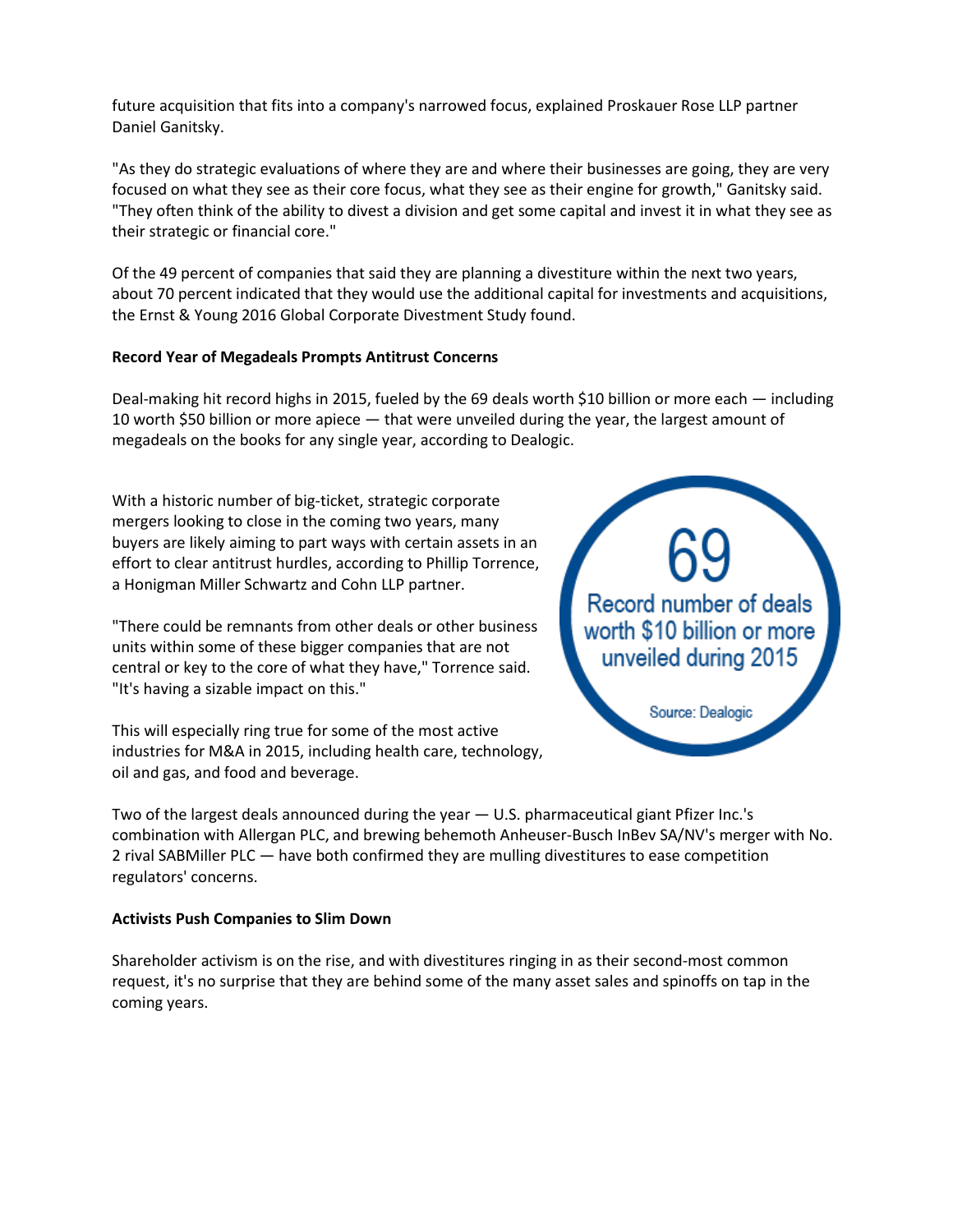future acquisition that fits into a company's narrowed focus, explained Proskauer Rose LLP partner Daniel Ganitsky.

"As they do strategic evaluations of where they are and where their businesses are going, they are very focused on what they see as their core focus, what they see as their engine for growth," Ganitsky said. "They often think of the ability to divest a division and get some capital and invest it in what they see as their strategic or financial core."

Of the 49 percent of companies that said they are planning a divestiture within the next two years, about 70 percent indicated that they would use the additional capital for investments and acquisitions, the Ernst & Young 2016 Global Corporate Divestment Study found.

**Record Year of Megadeals Prompts Antitrust Concerns**

Deal-making hit record highs in 2015, fueled by the 69 deals worth $10 billion or more each — including 10 worth $50 billion or more apiece — that were unveiled during the year, the largest amount of megadeals on the books for any single year, according to Dealogic.

With a historic number of big-ticket, strategic corporate mergers looking to close in the coming two years, many buyers are likely aiming to part ways with certain assets in an effort to clear antitrust hurdles, according to Phillip Torrence, a Honigman Miller Schwartz and Cohn LLP partner.

69

Record number of deals worth $10 billion or more unveiled during 2015

Source: Dealogic

"There could be remnants from other deals or other business units within some of these bigger companies that are not central or key to the core of what they have," Torrence said. "It's having a sizable impact on this."

This will especially ring true for some of the most active industries for M&A in 2015, including health care, technology, oil and gas, and food and beverage.

Two of the largest deals announced during the year — U.S. pharmaceutical giant Pfizer Inc.'s combination with Allergan PLC, and brewing behemoth Anheuser-Busch InBev SA/NV's merger with No. 2 rival SABMiller PLC — have both confirmed they are mulling divestitures to ease competition regulators' concerns.

**Activists Push Companies to Slim Down**

Shareholder activism is on the rise, and with divestitures ringing in as their second-most common request, it's no surprise that they are behind some of the many asset sales and spinoffs on tap in the coming years.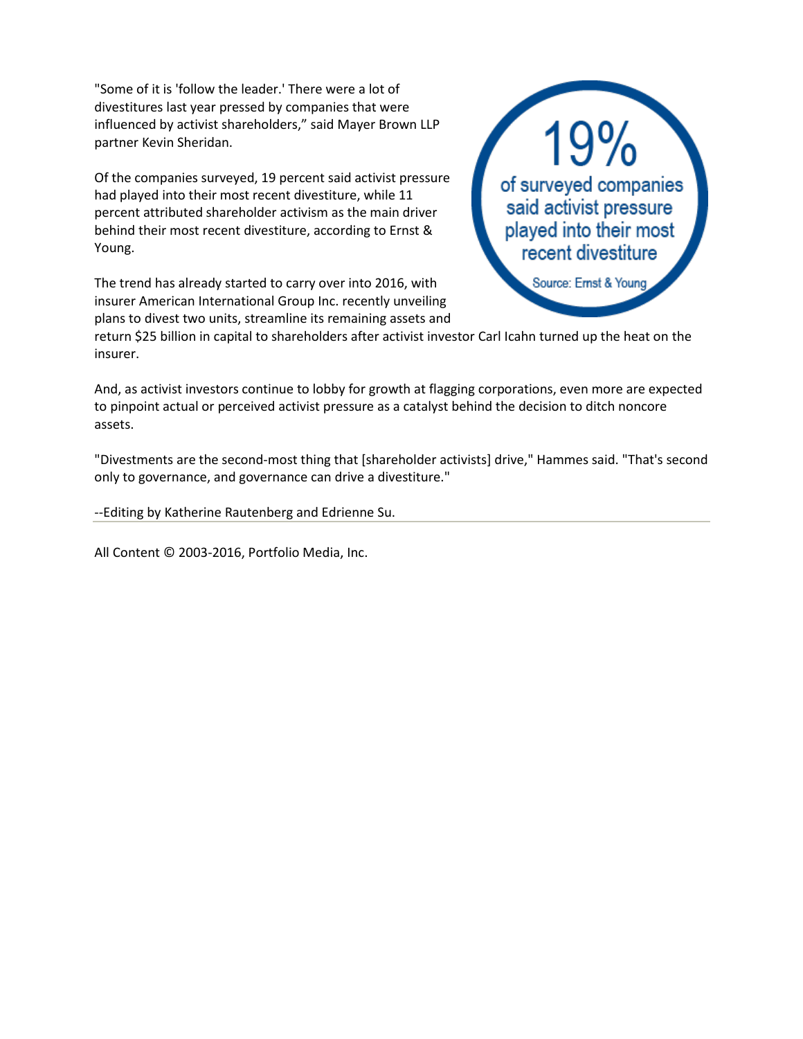"Some of it is 'follow the leader.' There were a lot of divestitures last year pressed by companies that were influenced by activist shareholders," said Mayer Brown LLP partner Kevin Sheridan.

Of the companies surveyed, 19 percent said activist pressure had played into their most recent divestiture, while 11 percent attributed shareholder activism as the main driver behind their most recent divestiture, according to Ernst & Young.

19%

of surveyed companies said activist pressure played into their most recent divestiture

Source: Ernst & Young

The trend has already started to carry over into 2016, with insurer American International Group Inc. recently unveiling plans to divest two units, streamline its remaining assets and return $25 billion in capital to shareholders after activist investor Carl Icahn turned up the heat on the insurer.

And, as activist investors continue to lobby for growth at flagging corporations, even more are expected to pinpoint actual or perceived activist pressure as a catalyst behind the decision to ditch noncore assets.

"Divestments are the second-most thing that [shareholder activists] drive," Hammes said. "That's second only to governance, and governance can drive a divestiture."

--Editing by Katherine Rautenberg and Edrienne Su.

---

All Content © 2003-2016, Portfolio Media, Inc.